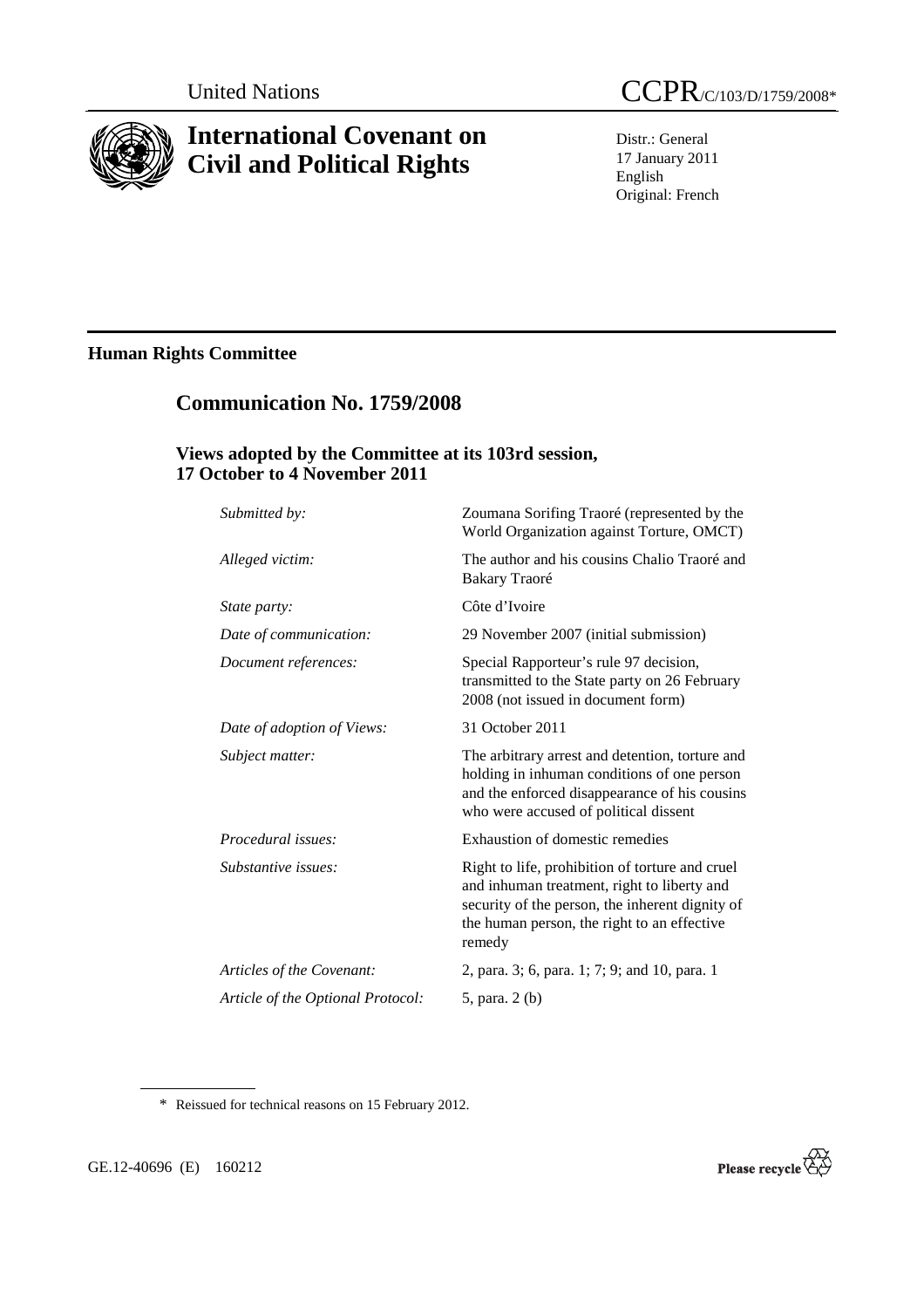United Nations CCPR/C/103/D/1759/2008*

# International Covenant on Civil and Political Rights

Distr.: General
17 January 2011
English
Original: French

## Human Rights Committee

## Communication No. 1759/2008

### Views adopted by the Committee at its 103rd session, 17 October to 4 November 2011

| | |
|---|---|
| *Submitted by:* | Zoumana Sorifing Traoré (represented by the World Organization against Torture, OMCT) |
| *Alleged victim:* | The author and his cousins Chalio Traoré and Bakary Traoré |
| *State party:* | Côte d'Ivoire |
| *Date of communication:* | 29 November 2007 (initial submission) |
| *Document references:* | Special Rapporteur's rule 97 decision, transmitted to the State party on 26 February 2008 (not issued in document form) |
| *Date of adoption of Views:* | 31 October 2011 |
| *Subject matter:* | The arbitrary arrest and detention, torture and holding in inhuman conditions of one person and the enforced disappearance of his cousins who were accused of political dissent |
| *Procedural issues:* | Exhaustion of domestic remedies |
| *Substantive issues:* | Right to life, prohibition of torture and cruel and inhuman treatment, right to liberty and security of the person, the inherent dignity of the human person, the right to an effective remedy |
| *Articles of the Covenant:* | 2, para. 3; 6, para. 1; 7; 9; and 10, para. 1 |
| *Article of the Optional Protocol:* | 5, para. 2 (b) |

\* Reissued for technical reasons on 15 February 2012.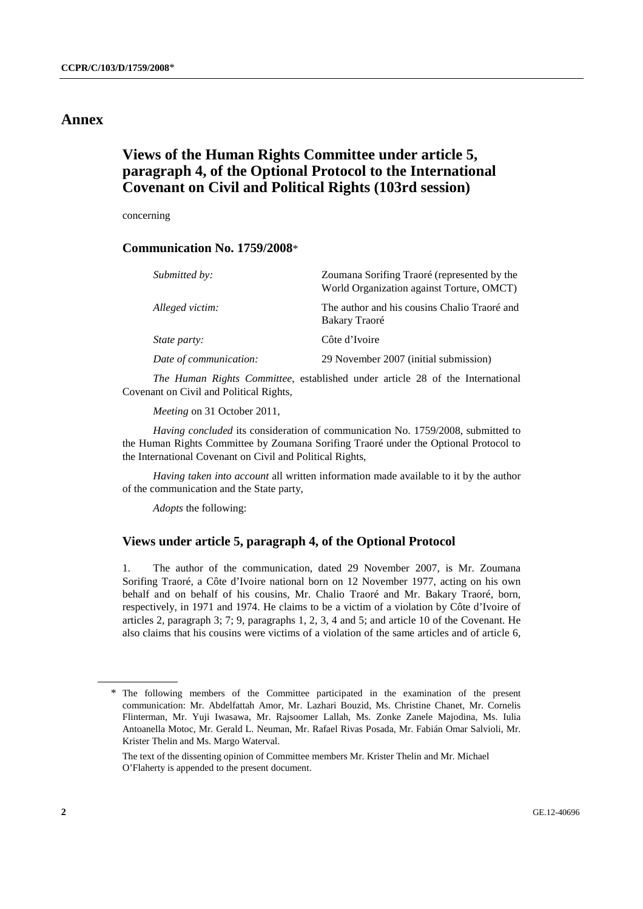# Annex

## Views of the Human Rights Committee under article 5, paragraph 4, of the Optional Protocol to the International Covenant on Civil and Political Rights (103rd session)

concerning

### Communication No. 1759/2008*

| | |
|---|---|
| *Submitted by:* | Zoumana Sorifing Traoré (represented by the World Organization against Torture, OMCT) |
| *Alleged victim:* | The author and his cousins Chalio Traoré and Bakary Traoré |
| *State party:* | Côte d'Ivoire |
| *Date of communication:* | 29 November 2007 (initial submission) |

*The Human Rights Committee*, established under article 28 of the International Covenant on Civil and Political Rights,

*Meeting* on 31 October 2011,

*Having concluded* its consideration of communication No. 1759/2008, submitted to the Human Rights Committee by Zoumana Sorifing Traoré under the Optional Protocol to the International Covenant on Civil and Political Rights,

*Having taken into account* all written information made available to it by the author of the communication and the State party,

*Adopts* the following:

### Views under article 5, paragraph 4, of the Optional Protocol

1. The author of the communication, dated 29 November 2007, is Mr. Zoumana Sorifing Traoré, a Côte d'Ivoire national born on 12 November 1977, acting on his own behalf and on behalf of his cousins, Mr. Chalio Traoré and Mr. Bakary Traoré, born, respectively, in 1971 and 1974. He claims to be a victim of a violation by Côte d'Ivoire of articles 2, paragraph 3; 7; 9, paragraphs 1, 2, 3, 4 and 5; and article 10 of the Covenant. He also claims that his cousins were victims of a violation of the same articles and of article 6,

---

\* The following members of the Committee participated in the examination of the present communication: Mr. Abdelfattah Amor, Mr. Lazhari Bouzid, Ms. Christine Chanet, Mr. Cornelis Flinterman, Mr. Yuji Iwasawa, Mr. Rajsoomer Lallah, Ms. Zonke Zanele Majodina, Ms. Iulia Antoanella Motoc, Mr. Gerald L. Neuman, Mr. Rafael Rivas Posada, Mr. Fabián Omar Salvioli, Mr. Krister Thelin and Ms. Margo Waterval.

The text of the dissenting opinion of Committee members Mr. Krister Thelin and Mr. Michael O'Flaherty is appended to the present document.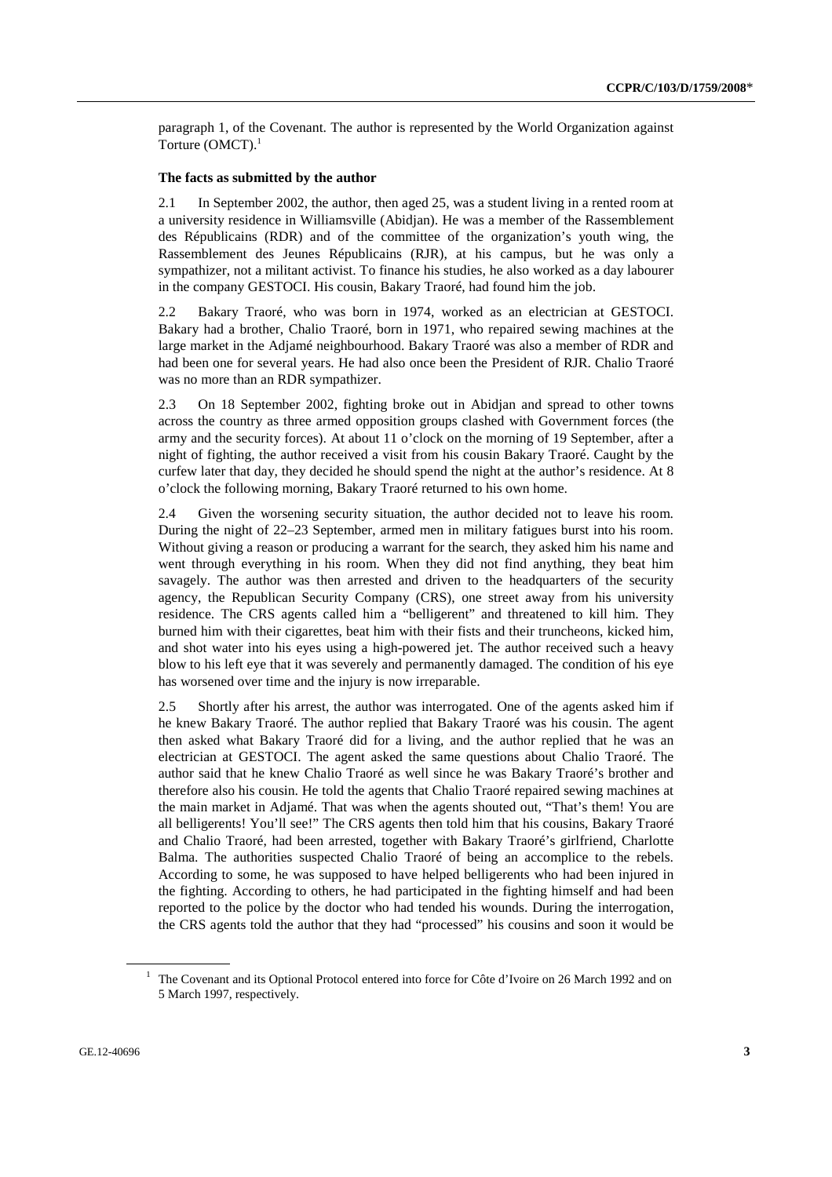paragraph 1, of the Covenant. The author is represented by the World Organization against Torture (OMCT).[1]

**The facts as submitted by the author**

2.1 In September 2002, the author, then aged 25, was a student living in a rented room at a university residence in Williamsville (Abidjan). He was a member of the Rassemblement des Républicains (RDR) and of the committee of the organization's youth wing, the Rassemblement des Jeunes Républicains (RJR), at his campus, but he was only a sympathizer, not a militant activist. To finance his studies, he also worked as a day labourer in the company GESTOCI. His cousin, Bakary Traoré, had found him the job.

2.2 Bakary Traoré, who was born in 1974, worked as an electrician at GESTOCI. Bakary had a brother, Chalio Traoré, born in 1971, who repaired sewing machines at the large market in the Adjamé neighbourhood. Bakary Traoré was also a member of RDR and had been one for several years. He had also once been the President of RJR. Chalio Traoré was no more than an RDR sympathizer.

2.3 On 18 September 2002, fighting broke out in Abidjan and spread to other towns across the country as three armed opposition groups clashed with Government forces (the army and the security forces). At about 11 o'clock on the morning of 19 September, after a night of fighting, the author received a visit from his cousin Bakary Traoré. Caught by the curfew later that day, they decided he should spend the night at the author's residence. At 8 o'clock the following morning, Bakary Traoré returned to his own home.

2.4 Given the worsening security situation, the author decided not to leave his room. During the night of 22–23 September, armed men in military fatigues burst into his room. Without giving a reason or producing a warrant for the search, they asked him his name and went through everything in his room. When they did not find anything, they beat him savagely. The author was then arrested and driven to the headquarters of the security agency, the Republican Security Company (CRS), one street away from his university residence. The CRS agents called him a "belligerent" and threatened to kill him. They burned him with their cigarettes, beat him with their fists and their truncheons, kicked him, and shot water into his eyes using a high-powered jet. The author received such a heavy blow to his left eye that it was severely and permanently damaged. The condition of his eye has worsened over time and the injury is now irreparable.

2.5 Shortly after his arrest, the author was interrogated. One of the agents asked him if he knew Bakary Traoré. The author replied that Bakary Traoré was his cousin. The agent then asked what Bakary Traoré did for a living, and the author replied that he was an electrician at GESTOCI. The agent asked the same questions about Chalio Traoré. The author said that he knew Chalio Traoré as well since he was Bakary Traoré's brother and therefore also his cousin. He told the agents that Chalio Traoré repaired sewing machines at the main market in Adjamé. That was when the agents shouted out, "That's them! You are all belligerents! You'll see!" The CRS agents then told him that his cousins, Bakary Traoré and Chalio Traoré, had been arrested, together with Bakary Traoré's girlfriend, Charlotte Balma. The authorities suspected Chalio Traoré of being an accomplice to the rebels. According to some, he was supposed to have helped belligerents who had been injured in the fighting. According to others, he had participated in the fighting himself and had been reported to the police by the doctor who had tended his wounds. During the interrogation, the CRS agents told the author that they had "processed" his cousins and soon it would be

[1] The Covenant and its Optional Protocol entered into force for Côte d'Ivoire on 26 March 1992 and on 5 March 1997, respectively.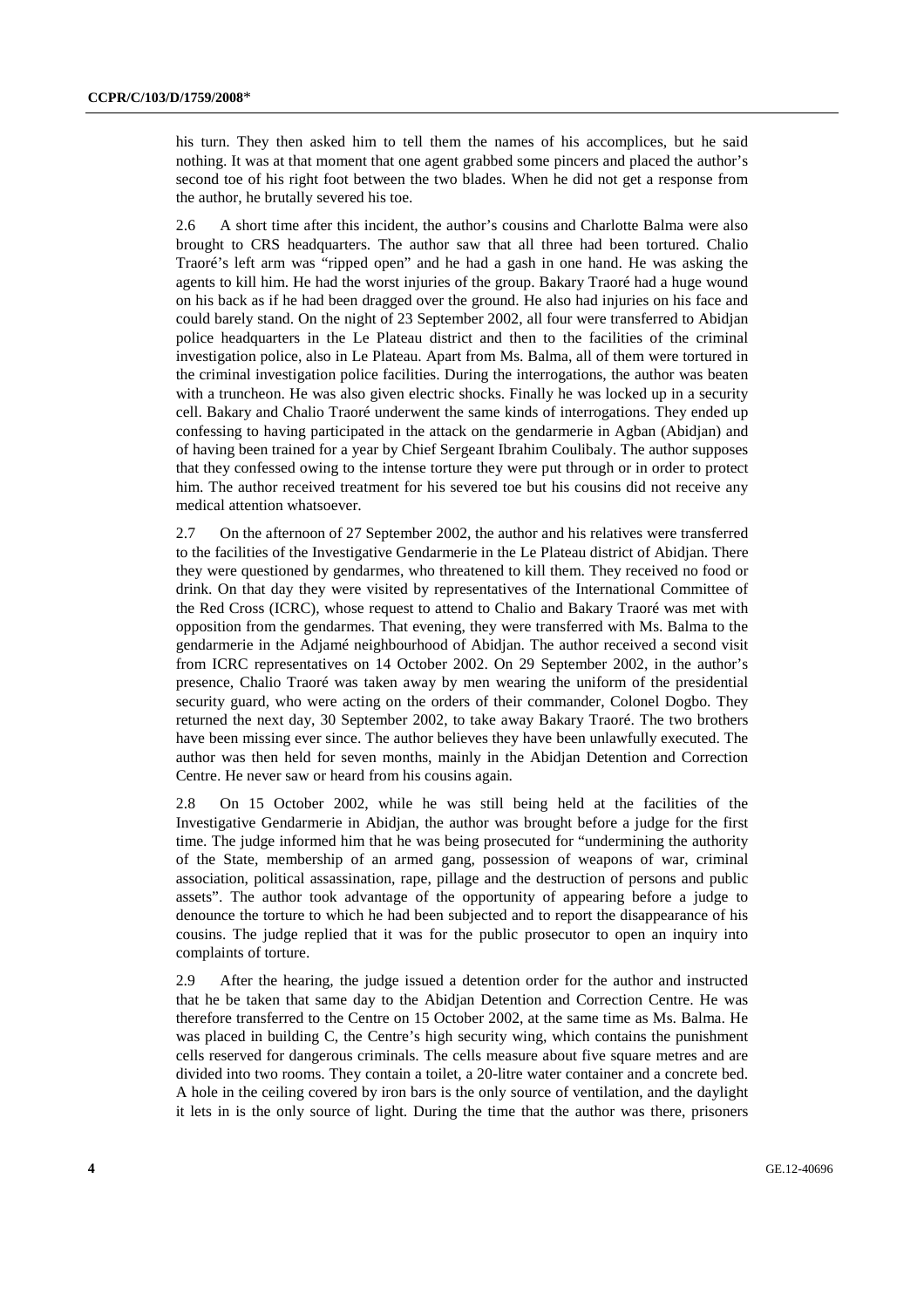his turn. They then asked him to tell them the names of his accomplices, but he said nothing. It was at that moment that one agent grabbed some pincers and placed the author's second toe of his right foot between the two blades. When he did not get a response from the author, he brutally severed his toe.

2.6 A short time after this incident, the author's cousins and Charlotte Balma were also brought to CRS headquarters. The author saw that all three had been tortured. Chalio Traoré's left arm was "ripped open" and he had a gash in one hand. He was asking the agents to kill him. He had the worst injuries of the group. Bakary Traoré had a huge wound on his back as if he had been dragged over the ground. He also had injuries on his face and could barely stand. On the night of 23 September 2002, all four were transferred to Abidjan police headquarters in the Le Plateau district and then to the facilities of the criminal investigation police, also in Le Plateau. Apart from Ms. Balma, all of them were tortured in the criminal investigation police facilities. During the interrogations, the author was beaten with a truncheon. He was also given electric shocks. Finally he was locked up in a security cell. Bakary and Chalio Traoré underwent the same kinds of interrogations. They ended up confessing to having participated in the attack on the gendarmerie in Agban (Abidjan) and of having been trained for a year by Chief Sergeant Ibrahim Coulibaly. The author supposes that they confessed owing to the intense torture they were put through or in order to protect him. The author received treatment for his severed toe but his cousins did not receive any medical attention whatsoever.

2.7 On the afternoon of 27 September 2002, the author and his relatives were transferred to the facilities of the Investigative Gendarmerie in the Le Plateau district of Abidjan. There they were questioned by gendarmes, who threatened to kill them. They received no food or drink. On that day they were visited by representatives of the International Committee of the Red Cross (ICRC), whose request to attend to Chalio and Bakary Traoré was met with opposition from the gendarmes. That evening, they were transferred with Ms. Balma to the gendarmerie in the Adjamé neighbourhood of Abidjan. The author received a second visit from ICRC representatives on 14 October 2002. On 29 September 2002, in the author's presence, Chalio Traoré was taken away by men wearing the uniform of the presidential security guard, who were acting on the orders of their commander, Colonel Dogbo. They returned the next day, 30 September 2002, to take away Bakary Traoré. The two brothers have been missing ever since. The author believes they have been unlawfully executed. The author was then held for seven months, mainly in the Abidjan Detention and Correction Centre. He never saw or heard from his cousins again.

2.8 On 15 October 2002, while he was still being held at the facilities of the Investigative Gendarmerie in Abidjan, the author was brought before a judge for the first time. The judge informed him that he was being prosecuted for "undermining the authority of the State, membership of an armed gang, possession of weapons of war, criminal association, political assassination, rape, pillage and the destruction of persons and public assets". The author took advantage of the opportunity of appearing before a judge to denounce the torture to which he had been subjected and to report the disappearance of his cousins. The judge replied that it was for the public prosecutor to open an inquiry into complaints of torture.

2.9 After the hearing, the judge issued a detention order for the author and instructed that he be taken that same day to the Abidjan Detention and Correction Centre. He was therefore transferred to the Centre on 15 October 2002, at the same time as Ms. Balma. He was placed in building C, the Centre's high security wing, which contains the punishment cells reserved for dangerous criminals. The cells measure about five square metres and are divided into two rooms. They contain a toilet, a 20-litre water container and a concrete bed. A hole in the ceiling covered by iron bars is the only source of ventilation, and the daylight it lets in is the only source of light. During the time that the author was there, prisoners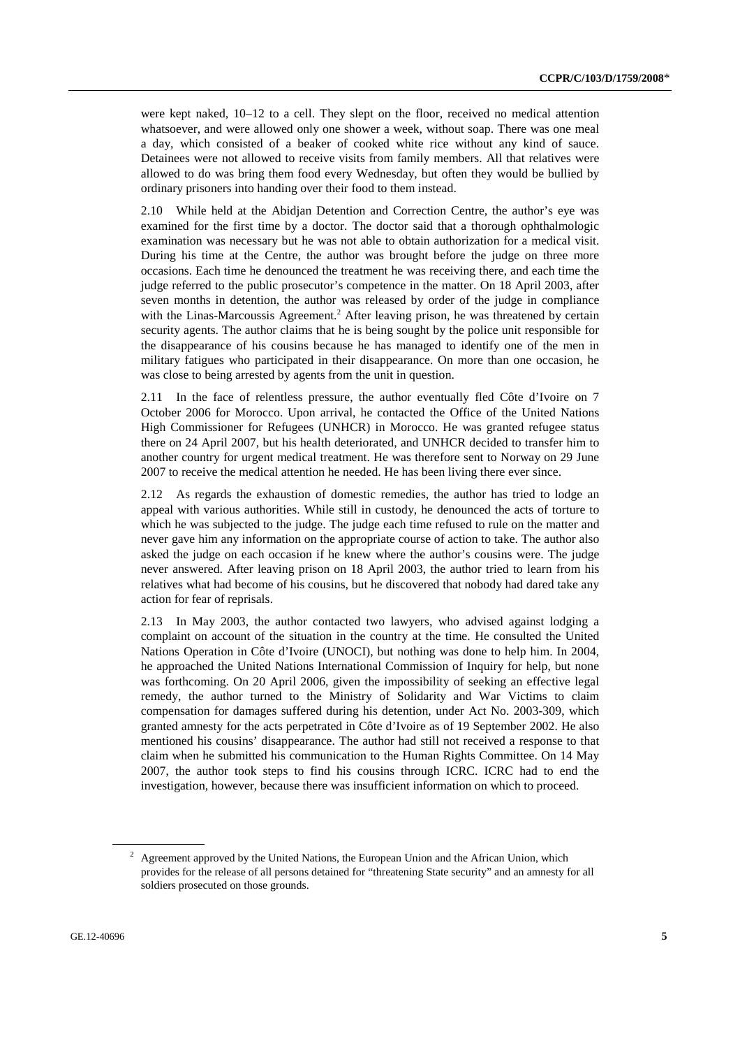were kept naked, 10–12 to a cell. They slept on the floor, received no medical attention whatsoever, and were allowed only one shower a week, without soap. There was one meal a day, which consisted of a beaker of cooked white rice without any kind of sauce. Detainees were not allowed to receive visits from family members. All that relatives were allowed to do was bring them food every Wednesday, but often they would be bullied by ordinary prisoners into handing over their food to them instead.

2.10 While held at the Abidjan Detention and Correction Centre, the author's eye was examined for the first time by a doctor. The doctor said that a thorough ophthalmologic examination was necessary but he was not able to obtain authorization for a medical visit. During his time at the Centre, the author was brought before the judge on three more occasions. Each time he denounced the treatment he was receiving there, and each time the judge referred to the public prosecutor's competence in the matter. On 18 April 2003, after seven months in detention, the author was released by order of the judge in compliance with the Linas-Marcoussis Agreement.[2] After leaving prison, he was threatened by certain security agents. The author claims that he is being sought by the police unit responsible for the disappearance of his cousins because he has managed to identify one of the men in military fatigues who participated in their disappearance. On more than one occasion, he was close to being arrested by agents from the unit in question.

2.11 In the face of relentless pressure, the author eventually fled Côte d'Ivoire on 7 October 2006 for Morocco. Upon arrival, he contacted the Office of the United Nations High Commissioner for Refugees (UNHCR) in Morocco. He was granted refugee status there on 24 April 2007, but his health deteriorated, and UNHCR decided to transfer him to another country for urgent medical treatment. He was therefore sent to Norway on 29 June 2007 to receive the medical attention he needed. He has been living there ever since.

2.12 As regards the exhaustion of domestic remedies, the author has tried to lodge an appeal with various authorities. While still in custody, he denounced the acts of torture to which he was subjected to the judge. The judge each time refused to rule on the matter and never gave him any information on the appropriate course of action to take. The author also asked the judge on each occasion if he knew where the author's cousins were. The judge never answered. After leaving prison on 18 April 2003, the author tried to learn from his relatives what had become of his cousins, but he discovered that nobody had dared take any action for fear of reprisals.

2.13 In May 2003, the author contacted two lawyers, who advised against lodging a complaint on account of the situation in the country at the time. He consulted the United Nations Operation in Côte d'Ivoire (UNOCI), but nothing was done to help him. In 2004, he approached the United Nations International Commission of Inquiry for help, but none was forthcoming. On 20 April 2006, given the impossibility of seeking an effective legal remedy, the author turned to the Ministry of Solidarity and War Victims to claim compensation for damages suffered during his detention, under Act No. 2003-309, which granted amnesty for the acts perpetrated in Côte d'Ivoire as of 19 September 2002. He also mentioned his cousins' disappearance. The author had still not received a response to that claim when he submitted his communication to the Human Rights Committee. On 14 May 2007, the author took steps to find his cousins through ICRC. ICRC had to end the investigation, however, because there was insufficient information on which to proceed.

[2] Agreement approved by the United Nations, the European Union and the African Union, which provides for the release of all persons detained for "threatening State security" and an amnesty for all soldiers prosecuted on those grounds.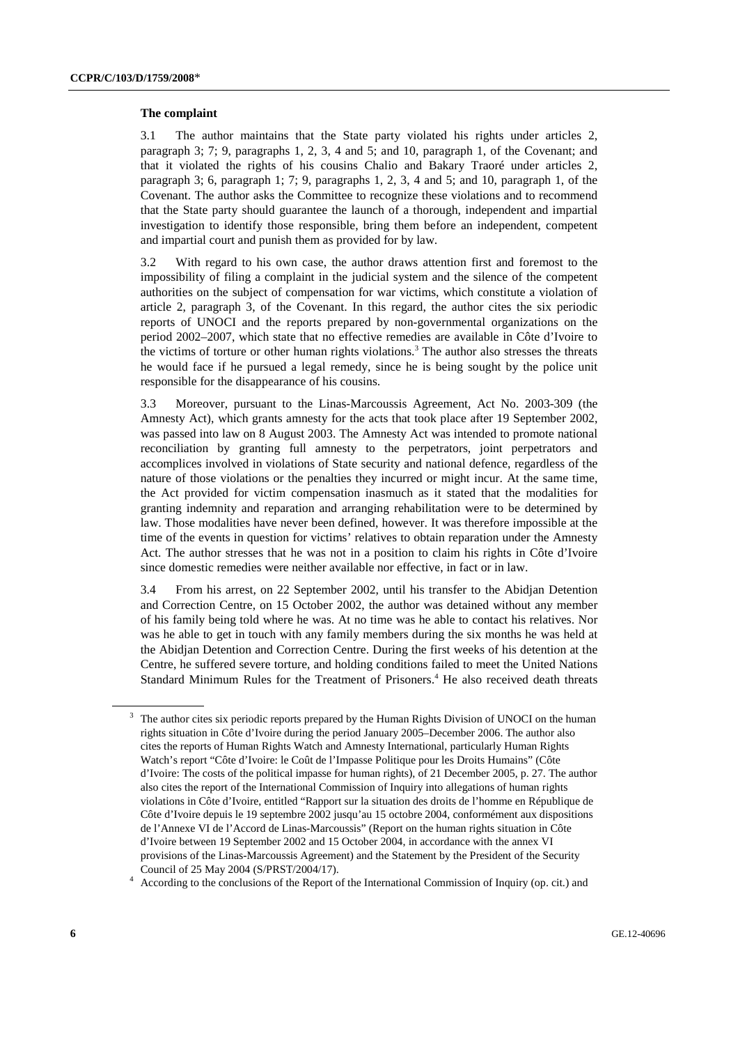### The complaint

3.1 The author maintains that the State party violated his rights under articles 2, paragraph 3; 7; 9, paragraphs 1, 2, 3, 4 and 5; and 10, paragraph 1, of the Covenant; and that it violated the rights of his cousins Chalio and Bakary Traoré under articles 2, paragraph 3; 6, paragraph 1; 7; 9, paragraphs 1, 2, 3, 4 and 5; and 10, paragraph 1, of the Covenant. The author asks the Committee to recognize these violations and to recommend that the State party should guarantee the launch of a thorough, independent and impartial investigation to identify those responsible, bring them before an independent, competent and impartial court and punish them as provided for by law.

3.2 With regard to his own case, the author draws attention first and foremost to the impossibility of filing a complaint in the judicial system and the silence of the competent authorities on the subject of compensation for war victims, which constitute a violation of article 2, paragraph 3, of the Covenant. In this regard, the author cites the six periodic reports of UNOCI and the reports prepared by non-governmental organizations on the period 2002–2007, which state that no effective remedies are available in Côte d'Ivoire to the victims of torture or other human rights violations.[3] The author also stresses the threats he would face if he pursued a legal remedy, since he is being sought by the police unit responsible for the disappearance of his cousins.

3.3 Moreover, pursuant to the Linas-Marcoussis Agreement, Act No. 2003-309 (the Amnesty Act), which grants amnesty for the acts that took place after 19 September 2002, was passed into law on 8 August 2003. The Amnesty Act was intended to promote national reconciliation by granting full amnesty to the perpetrators, joint perpetrators and accomplices involved in violations of State security and national defence, regardless of the nature of those violations or the penalties they incurred or might incur. At the same time, the Act provided for victim compensation inasmuch as it stated that the modalities for granting indemnity and reparation and arranging rehabilitation were to be determined by law. Those modalities have never been defined, however. It was therefore impossible at the time of the events in question for victims' relatives to obtain reparation under the Amnesty Act. The author stresses that he was not in a position to claim his rights in Côte d'Ivoire since domestic remedies were neither available nor effective, in fact or in law.

3.4 From his arrest, on 22 September 2002, until his transfer to the Abidjan Detention and Correction Centre, on 15 October 2002, the author was detained without any member of his family being told where he was. At no time was he able to contact his relatives. Nor was he able to get in touch with any family members during the six months he was held at the Abidjan Detention and Correction Centre. During the first weeks of his detention at the Centre, he suffered severe torture, and holding conditions failed to meet the United Nations Standard Minimum Rules for the Treatment of Prisoners.[4] He also received death threats

---

[3] The author cites six periodic reports prepared by the Human Rights Division of UNOCI on the human rights situation in Côte d'Ivoire during the period January 2005–December 2006. The author also cites the reports of Human Rights Watch and Amnesty International, particularly Human Rights Watch's report "Côte d'Ivoire: le Coût de l'Impasse Politique pour les Droits Humains" (Côte d'Ivoire: The costs of the political impasse for human rights), of 21 December 2005, p. 27. The author also cites the report of the International Commission of Inquiry into allegations of human rights violations in Côte d'Ivoire, entitled "Rapport sur la situation des droits de l'homme en République de Côte d'Ivoire depuis le 19 septembre 2002 jusqu'au 15 octobre 2004, conformément aux dispositions de l'Annexe VI de l'Accord de Linas-Marcoussis" (Report on the human rights situation in Côte d'Ivoire between 19 September 2002 and 15 October 2004, in accordance with the annex VI provisions of the Linas-Marcoussis Agreement) and the Statement by the President of the Security Council of 25 May 2004 (S/PRST/2004/17).

[4] According to the conclusions of the Report of the International Commission of Inquiry (op. cit.) and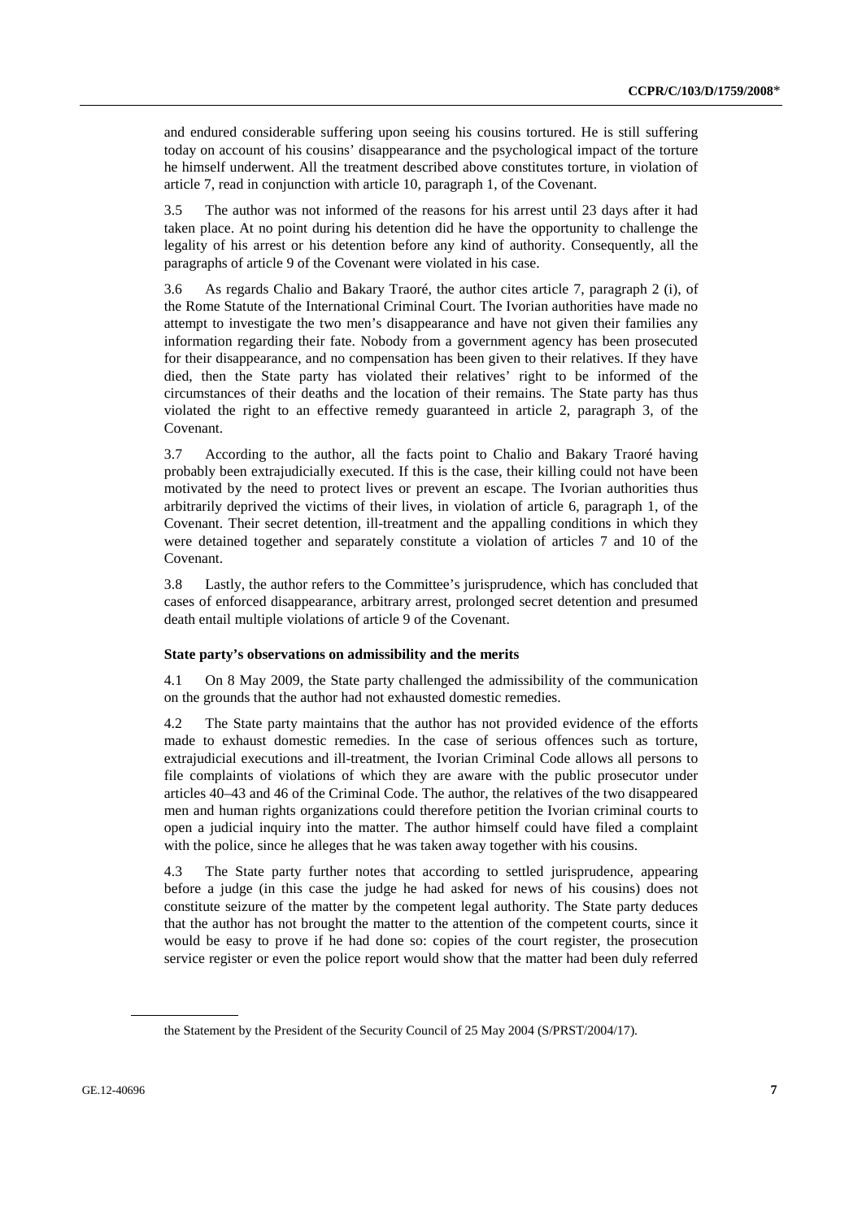and endured considerable suffering upon seeing his cousins tortured. He is still suffering today on account of his cousins' disappearance and the psychological impact of the torture he himself underwent. All the treatment described above constitutes torture, in violation of article 7, read in conjunction with article 10, paragraph 1, of the Covenant.

3.5 The author was not informed of the reasons for his arrest until 23 days after it had taken place. At no point during his detention did he have the opportunity to challenge the legality of his arrest or his detention before any kind of authority. Consequently, all the paragraphs of article 9 of the Covenant were violated in his case.

3.6 As regards Chalio and Bakary Traoré, the author cites article 7, paragraph 2 (i), of the Rome Statute of the International Criminal Court. The Ivorian authorities have made no attempt to investigate the two men's disappearance and have not given their families any information regarding their fate. Nobody from a government agency has been prosecuted for their disappearance, and no compensation has been given to their relatives. If they have died, then the State party has violated their relatives' right to be informed of the circumstances of their deaths and the location of their remains. The State party has thus violated the right to an effective remedy guaranteed in article 2, paragraph 3, of the Covenant.

3.7 According to the author, all the facts point to Chalio and Bakary Traoré having probably been extrajudicially executed. If this is the case, their killing could not have been motivated by the need to protect lives or prevent an escape. The Ivorian authorities thus arbitrarily deprived the victims of their lives, in violation of article 6, paragraph 1, of the Covenant. Their secret detention, ill-treatment and the appalling conditions in which they were detained together and separately constitute a violation of articles 7 and 10 of the Covenant.

3.8 Lastly, the author refers to the Committee's jurisprudence, which has concluded that cases of enforced disappearance, arbitrary arrest, prolonged secret detention and presumed death entail multiple violations of article 9 of the Covenant.

### State party's observations on admissibility and the merits

4.1 On 8 May 2009, the State party challenged the admissibility of the communication on the grounds that the author had not exhausted domestic remedies.

4.2 The State party maintains that the author has not provided evidence of the efforts made to exhaust domestic remedies. In the case of serious offences such as torture, extrajudicial executions and ill-treatment, the Ivorian Criminal Code allows all persons to file complaints of violations of which they are aware with the public prosecutor under articles 40–43 and 46 of the Criminal Code. The author, the relatives of the two disappeared men and human rights organizations could therefore petition the Ivorian criminal courts to open a judicial inquiry into the matter. The author himself could have filed a complaint with the police, since he alleges that he was taken away together with his cousins.

4.3 The State party further notes that according to settled jurisprudence, appearing before a judge (in this case the judge he had asked for news of his cousins) does not constitute seizure of the matter by the competent legal authority. The State party deduces that the author has not brought the matter to the attention of the competent courts, since it would be easy to prove if he had done so: copies of the court register, the prosecution service register or even the police report would show that the matter had been duly referred

---

the Statement by the President of the Security Council of 25 May 2004 (S/PRST/2004/17).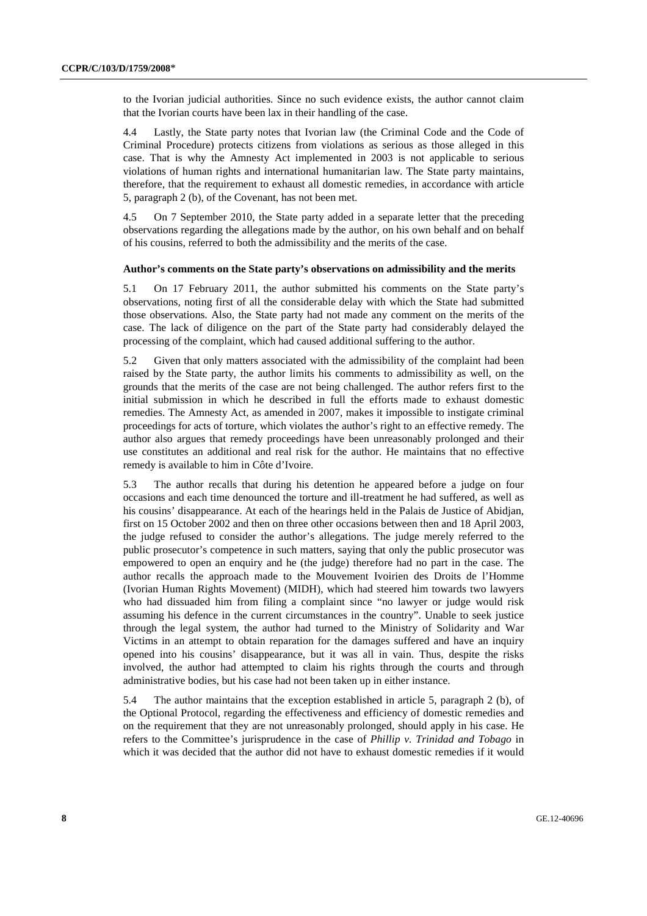to the Ivorian judicial authorities. Since no such evidence exists, the author cannot claim that the Ivorian courts have been lax in their handling of the case.

4.4 Lastly, the State party notes that Ivorian law (the Criminal Code and the Code of Criminal Procedure) protects citizens from violations as serious as those alleged in this case. That is why the Amnesty Act implemented in 2003 is not applicable to serious violations of human rights and international humanitarian law. The State party maintains, therefore, that the requirement to exhaust all domestic remedies, in accordance with article 5, paragraph 2 (b), of the Covenant, has not been met.

4.5 On 7 September 2010, the State party added in a separate letter that the preceding observations regarding the allegations made by the author, on his own behalf and on behalf of his cousins, referred to both the admissibility and the merits of the case.

### Author's comments on the State party's observations on admissibility and the merits

5.1 On 17 February 2011, the author submitted his comments on the State party's observations, noting first of all the considerable delay with which the State had submitted those observations. Also, the State party had not made any comment on the merits of the case. The lack of diligence on the part of the State party had considerably delayed the processing of the complaint, which had caused additional suffering to the author.

5.2 Given that only matters associated with the admissibility of the complaint had been raised by the State party, the author limits his comments to admissibility as well, on the grounds that the merits of the case are not being challenged. The author refers first to the initial submission in which he described in full the efforts made to exhaust domestic remedies. The Amnesty Act, as amended in 2007, makes it impossible to instigate criminal proceedings for acts of torture, which violates the author's right to an effective remedy. The author also argues that remedy proceedings have been unreasonably prolonged and their use constitutes an additional and real risk for the author. He maintains that no effective remedy is available to him in Côte d'Ivoire.

5.3 The author recalls that during his detention he appeared before a judge on four occasions and each time denounced the torture and ill-treatment he had suffered, as well as his cousins' disappearance. At each of the hearings held in the Palais de Justice of Abidjan, first on 15 October 2002 and then on three other occasions between then and 18 April 2003, the judge refused to consider the author's allegations. The judge merely referred to the public prosecutor's competence in such matters, saying that only the public prosecutor was empowered to open an enquiry and he (the judge) therefore had no part in the case. The author recalls the approach made to the Mouvement Ivoirien des Droits de l'Homme (Ivorian Human Rights Movement) (MIDH), which had steered him towards two lawyers who had dissuaded him from filing a complaint since "no lawyer or judge would risk assuming his defence in the current circumstances in the country". Unable to seek justice through the legal system, the author had turned to the Ministry of Solidarity and War Victims in an attempt to obtain reparation for the damages suffered and have an inquiry opened into his cousins' disappearance, but it was all in vain. Thus, despite the risks involved, the author had attempted to claim his rights through the courts and through administrative bodies, but his case had not been taken up in either instance.

5.4 The author maintains that the exception established in article 5, paragraph 2 (b), of the Optional Protocol, regarding the effectiveness and efficiency of domestic remedies and on the requirement that they are not unreasonably prolonged, should apply in his case. He refers to the Committee's jurisprudence in the case of *Phillip v. Trinidad and Tobago* in which it was decided that the author did not have to exhaust domestic remedies if it would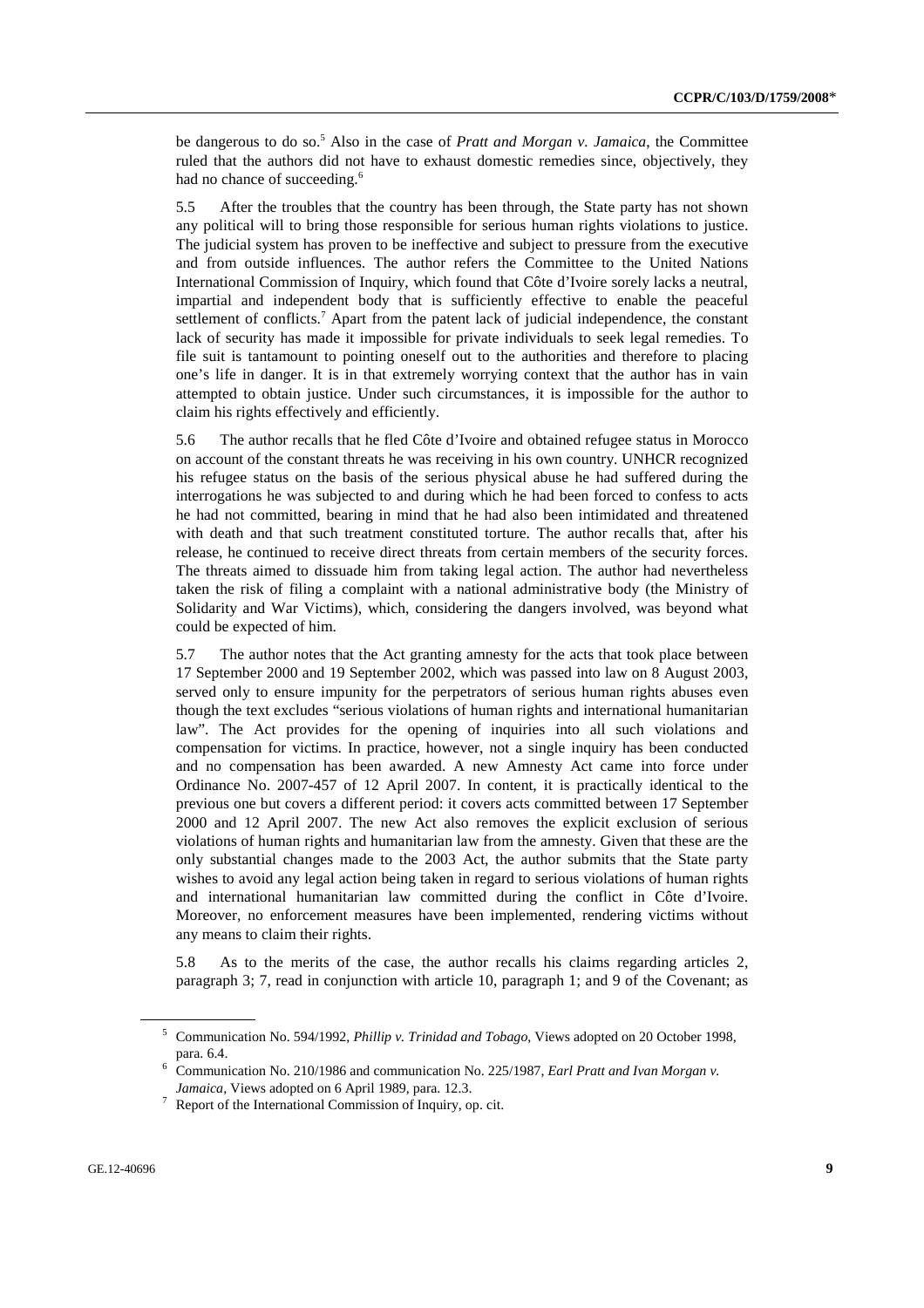be dangerous to do so.[5] Also in the case of *Pratt and Morgan v. Jamaica*, the Committee ruled that the authors did not have to exhaust domestic remedies since, objectively, they had no chance of succeeding.[6]

5.5 After the troubles that the country has been through, the State party has not shown any political will to bring those responsible for serious human rights violations to justice. The judicial system has proven to be ineffective and subject to pressure from the executive and from outside influences. The author refers the Committee to the United Nations International Commission of Inquiry, which found that Côte d'Ivoire sorely lacks a neutral, impartial and independent body that is sufficiently effective to enable the peaceful settlement of conflicts.[7] Apart from the patent lack of judicial independence, the constant lack of security has made it impossible for private individuals to seek legal remedies. To file suit is tantamount to pointing oneself out to the authorities and therefore to placing one's life in danger. It is in that extremely worrying context that the author has in vain attempted to obtain justice. Under such circumstances, it is impossible for the author to claim his rights effectively and efficiently.

5.6 The author recalls that he fled Côte d'Ivoire and obtained refugee status in Morocco on account of the constant threats he was receiving in his own country. UNHCR recognized his refugee status on the basis of the serious physical abuse he had suffered during the interrogations he was subjected to and during which he had been forced to confess to acts he had not committed, bearing in mind that he had also been intimidated and threatened with death and that such treatment constituted torture. The author recalls that, after his release, he continued to receive direct threats from certain members of the security forces. The threats aimed to dissuade him from taking legal action. The author had nevertheless taken the risk of filing a complaint with a national administrative body (the Ministry of Solidarity and War Victims), which, considering the dangers involved, was beyond what could be expected of him.

5.7 The author notes that the Act granting amnesty for the acts that took place between 17 September 2000 and 19 September 2002, which was passed into law on 8 August 2003, served only to ensure impunity for the perpetrators of serious human rights abuses even though the text excludes "serious violations of human rights and international humanitarian law". The Act provides for the opening of inquiries into all such violations and compensation for victims. In practice, however, not a single inquiry has been conducted and no compensation has been awarded. A new Amnesty Act came into force under Ordinance No. 2007-457 of 12 April 2007. In content, it is practically identical to the previous one but covers a different period: it covers acts committed between 17 September 2000 and 12 April 2007. The new Act also removes the explicit exclusion of serious violations of human rights and humanitarian law from the amnesty. Given that these are the only substantial changes made to the 2003 Act, the author submits that the State party wishes to avoid any legal action being taken in regard to serious violations of human rights and international humanitarian law committed during the conflict in Côte d'Ivoire. Moreover, no enforcement measures have been implemented, rendering victims without any means to claim their rights.

5.8 As to the merits of the case, the author recalls his claims regarding articles 2, paragraph 3; 7, read in conjunction with article 10, paragraph 1; and 9 of the Covenant; as

---

[5] Communication No. 594/1992, *Phillip v. Trinidad and Tobago*, Views adopted on 20 October 1998, para. 6.4.

[6] Communication No. 210/1986 and communication No. 225/1987, *Earl Pratt and Ivan Morgan v. Jamaica*, Views adopted on 6 April 1989, para. 12.3.

[7] Report of the International Commission of Inquiry, op. cit.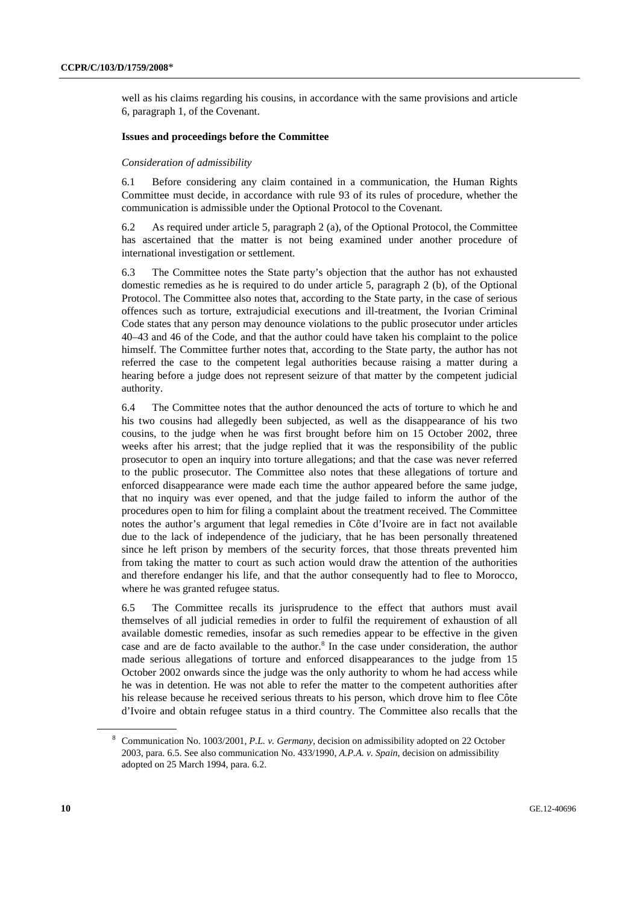well as his claims regarding his cousins, in accordance with the same provisions and article 6, paragraph 1, of the Covenant.

### Issues and proceedings before the Committee

*Consideration of admissibility*

6.1 Before considering any claim contained in a communication, the Human Rights Committee must decide, in accordance with rule 93 of its rules of procedure, whether the communication is admissible under the Optional Protocol to the Covenant.

6.2 As required under article 5, paragraph 2 (a), of the Optional Protocol, the Committee has ascertained that the matter is not being examined under another procedure of international investigation or settlement.

6.3 The Committee notes the State party's objection that the author has not exhausted domestic remedies as he is required to do under article 5, paragraph 2 (b), of the Optional Protocol. The Committee also notes that, according to the State party, in the case of serious offences such as torture, extrajudicial executions and ill-treatment, the Ivorian Criminal Code states that any person may denounce violations to the public prosecutor under articles 40–43 and 46 of the Code, and that the author could have taken his complaint to the police himself. The Committee further notes that, according to the State party, the author has not referred the case to the competent legal authorities because raising a matter during a hearing before a judge does not represent seizure of that matter by the competent judicial authority.

6.4 The Committee notes that the author denounced the acts of torture to which he and his two cousins had allegedly been subjected, as well as the disappearance of his two cousins, to the judge when he was first brought before him on 15 October 2002, three weeks after his arrest; that the judge replied that it was the responsibility of the public prosecutor to open an inquiry into torture allegations; and that the case was never referred to the public prosecutor. The Committee also notes that these allegations of torture and enforced disappearance were made each time the author appeared before the same judge, that no inquiry was ever opened, and that the judge failed to inform the author of the procedures open to him for filing a complaint about the treatment received. The Committee notes the author's argument that legal remedies in Côte d'Ivoire are in fact not available due to the lack of independence of the judiciary, that he has been personally threatened since he left prison by members of the security forces, that those threats prevented him from taking the matter to court as such action would draw the attention of the authorities and therefore endanger his life, and that the author consequently had to flee to Morocco, where he was granted refugee status.

6.5 The Committee recalls its jurisprudence to the effect that authors must avail themselves of all judicial remedies in order to fulfil the requirement of exhaustion of all available domestic remedies, insofar as such remedies appear to be effective in the given case and are de facto available to the author.[8] In the case under consideration, the author made serious allegations of torture and enforced disappearances to the judge from 15 October 2002 onwards since the judge was the only authority to whom he had access while he was in detention. He was not able to refer the matter to the competent authorities after his release because he received serious threats to his person, which drove him to flee Côte d'Ivoire and obtain refugee status in a third country. The Committee also recalls that the

---

[8] Communication No. 1003/2001, *P.L. v. Germany*, decision on admissibility adopted on 22 October 2003, para. 6.5. See also communication No. 433/1990, *A.P.A. v. Spain*, decision on admissibility adopted on 25 March 1994, para. 6.2.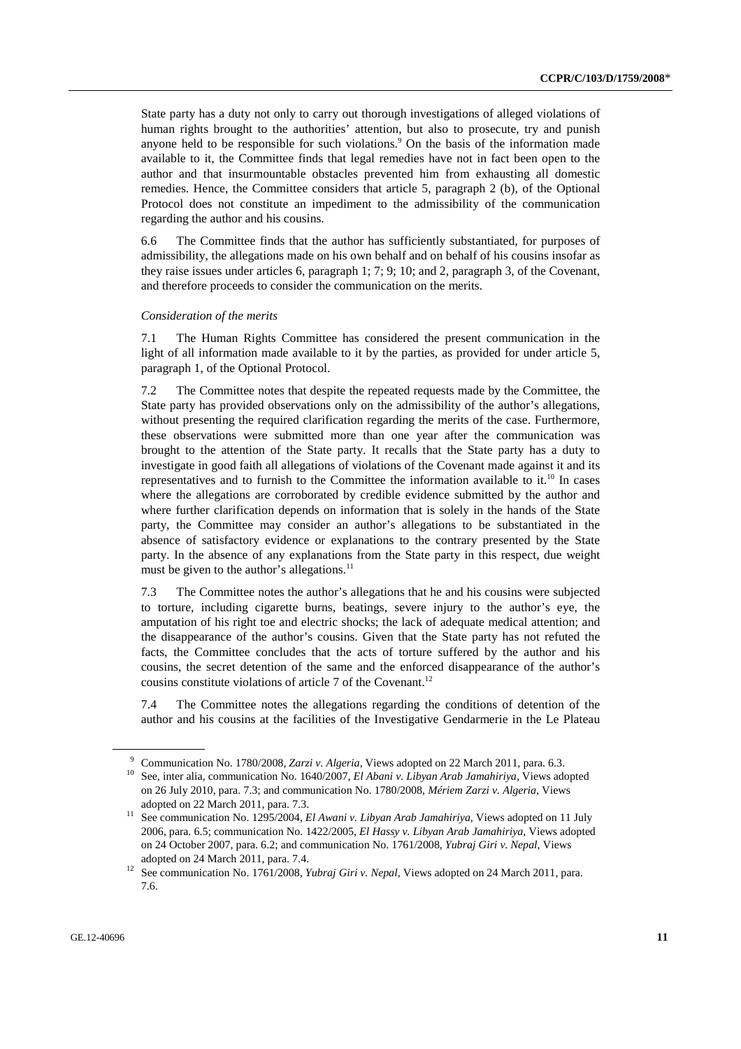State party has a duty not only to carry out thorough investigations of alleged violations of human rights brought to the authorities' attention, but also to prosecute, try and punish anyone held to be responsible for such violations.[9] On the basis of the information made available to it, the Committee finds that legal remedies have not in fact been open to the author and that insurmountable obstacles prevented him from exhausting all domestic remedies. Hence, the Committee considers that article 5, paragraph 2 (b), of the Optional Protocol does not constitute an impediment to the admissibility of the communication regarding the author and his cousins.

6.6 The Committee finds that the author has sufficiently substantiated, for purposes of admissibility, the allegations made on his own behalf and on behalf of his cousins insofar as they raise issues under articles 6, paragraph 1; 7; 9; 10; and 2, paragraph 3, of the Covenant, and therefore proceeds to consider the communication on the merits.

*Consideration of the merits*

7.1 The Human Rights Committee has considered the present communication in the light of all information made available to it by the parties, as provided for under article 5, paragraph 1, of the Optional Protocol.

7.2 The Committee notes that despite the repeated requests made by the Committee, the State party has provided observations only on the admissibility of the author's allegations, without presenting the required clarification regarding the merits of the case. Furthermore, these observations were submitted more than one year after the communication was brought to the attention of the State party. It recalls that the State party has a duty to investigate in good faith all allegations of violations of the Covenant made against it and its representatives and to furnish to the Committee the information available to it.[10] In cases where the allegations are corroborated by credible evidence submitted by the author and where further clarification depends on information that is solely in the hands of the State party, the Committee may consider an author's allegations to be substantiated in the absence of satisfactory evidence or explanations to the contrary presented by the State party. In the absence of any explanations from the State party in this respect, due weight must be given to the author's allegations.[11]

7.3 The Committee notes the author's allegations that he and his cousins were subjected to torture, including cigarette burns, beatings, severe injury to the author's eye, the amputation of his right toe and electric shocks; the lack of adequate medical attention; and the disappearance of the author's cousins. Given that the State party has not refuted the facts, the Committee concludes that the acts of torture suffered by the author and his cousins, the secret detention of the same and the enforced disappearance of the author's cousins constitute violations of article 7 of the Covenant.[12]

7.4 The Committee notes the allegations regarding the conditions of detention of the author and his cousins at the facilities of the Investigative Gendarmerie in the Le Plateau

---

[9] Communication No. 1780/2008, *Zarzi v. Algeria*, Views adopted on 22 March 2011, para. 6.3.

[10] See, inter alia, communication No. 1640/2007, *El Abani v. Libyan Arab Jamahiriya*, Views adopted on 26 July 2010, para. 7.3; and communication No. 1780/2008, *Mériem Zarzi v. Algeria*, Views adopted on 22 March 2011, para. 7.3.

[11] See communication No. 1295/2004, *El Awani v. Libyan Arab Jamahiriya*, Views adopted on 11 July 2006, para. 6.5; communication No. 1422/2005, *El Hassy v. Libyan Arab Jamahiriya*, Views adopted on 24 October 2007, para. 6.2; and communication No. 1761/2008, *Yubraj Giri v. Nepal*, Views adopted on 24 March 2011, para. 7.4.

[12] See communication No. 1761/2008, *Yubraj Giri v. Nepal*, Views adopted on 24 March 2011, para. 7.6.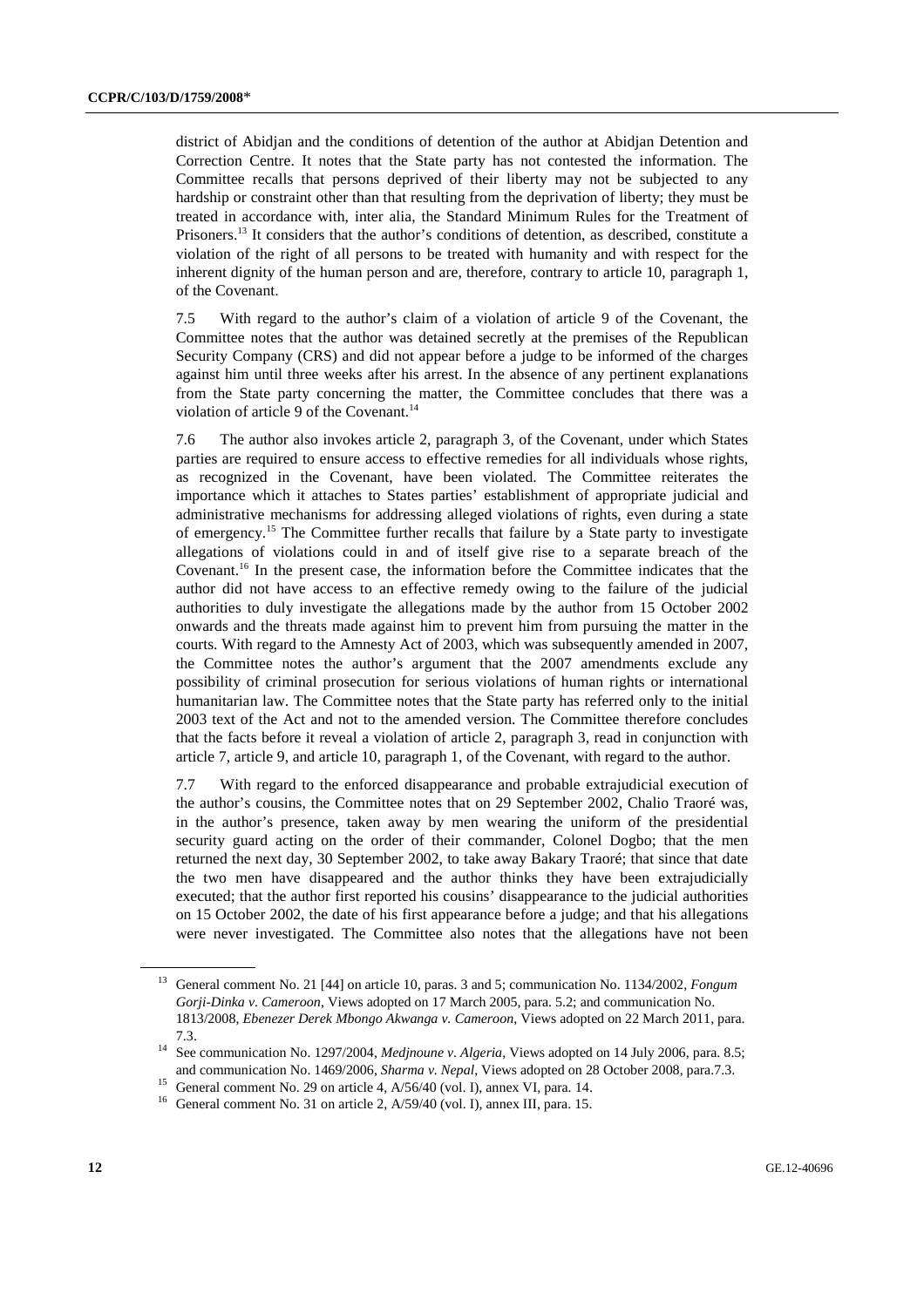district of Abidjan and the conditions of detention of the author at Abidjan Detention and Correction Centre. It notes that the State party has not contested the information. The Committee recalls that persons deprived of their liberty may not be subjected to any hardship or constraint other than that resulting from the deprivation of liberty; they must be treated in accordance with, inter alia, the Standard Minimum Rules for the Treatment of Prisoners.[13] It considers that the author's conditions of detention, as described, constitute a violation of the right of all persons to be treated with humanity and with respect for the inherent dignity of the human person and are, therefore, contrary to article 10, paragraph 1, of the Covenant.

7.5 With regard to the author's claim of a violation of article 9 of the Covenant, the Committee notes that the author was detained secretly at the premises of the Republican Security Company (CRS) and did not appear before a judge to be informed of the charges against him until three weeks after his arrest. In the absence of any pertinent explanations from the State party concerning the matter, the Committee concludes that there was a violation of article 9 of the Covenant.[14]

7.6 The author also invokes article 2, paragraph 3, of the Covenant, under which States parties are required to ensure access to effective remedies for all individuals whose rights, as recognized in the Covenant, have been violated. The Committee reiterates the importance which it attaches to States parties' establishment of appropriate judicial and administrative mechanisms for addressing alleged violations of rights, even during a state of emergency.[15] The Committee further recalls that failure by a State party to investigate allegations of violations could in and of itself give rise to a separate breach of the Covenant.[16] In the present case, the information before the Committee indicates that the author did not have access to an effective remedy owing to the failure of the judicial authorities to duly investigate the allegations made by the author from 15 October 2002 onwards and the threats made against him to prevent him from pursuing the matter in the courts. With regard to the Amnesty Act of 2003, which was subsequently amended in 2007, the Committee notes the author's argument that the 2007 amendments exclude any possibility of criminal prosecution for serious violations of human rights or international humanitarian law. The Committee notes that the State party has referred only to the initial 2003 text of the Act and not to the amended version. The Committee therefore concludes that the facts before it reveal a violation of article 2, paragraph 3, read in conjunction with article 7, article 9, and article 10, paragraph 1, of the Covenant, with regard to the author.

7.7 With regard to the enforced disappearance and probable extrajudicial execution of the author's cousins, the Committee notes that on 29 September 2002, Chalio Traoré was, in the author's presence, taken away by men wearing the uniform of the presidential security guard acting on the order of their commander, Colonel Dogbo; that the men returned the next day, 30 September 2002, to take away Bakary Traoré; that since that date the two men have disappeared and the author thinks they have been extrajudicially executed; that the author first reported his cousins' disappearance to the judicial authorities on 15 October 2002, the date of his first appearance before a judge; and that his allegations were never investigated. The Committee also notes that the allegations have not been

---

[13] General comment No. 21 [44] on article 10, paras. 3 and 5; communication No. 1134/2002, *Fongum Gorji-Dinka v. Cameroon*, Views adopted on 17 March 2005, para. 5.2; and communication No. 1813/2008, *Ebenezer Derek Mbongo Akwanga v. Cameroon*, Views adopted on 22 March 2011, para. 7.3.

[14] See communication No. 1297/2004, *Medjnoune v. Algeria*, Views adopted on 14 July 2006, para. 8.5; and communication No. 1469/2006, *Sharma v. Nepal*, Views adopted on 28 October 2008, para.7.3.

[15] General comment No. 29 on article 4, A/56/40 (vol. I), annex VI, para. 14.

[16] General comment No. 31 on article 2, A/59/40 (vol. I), annex III, para. 15.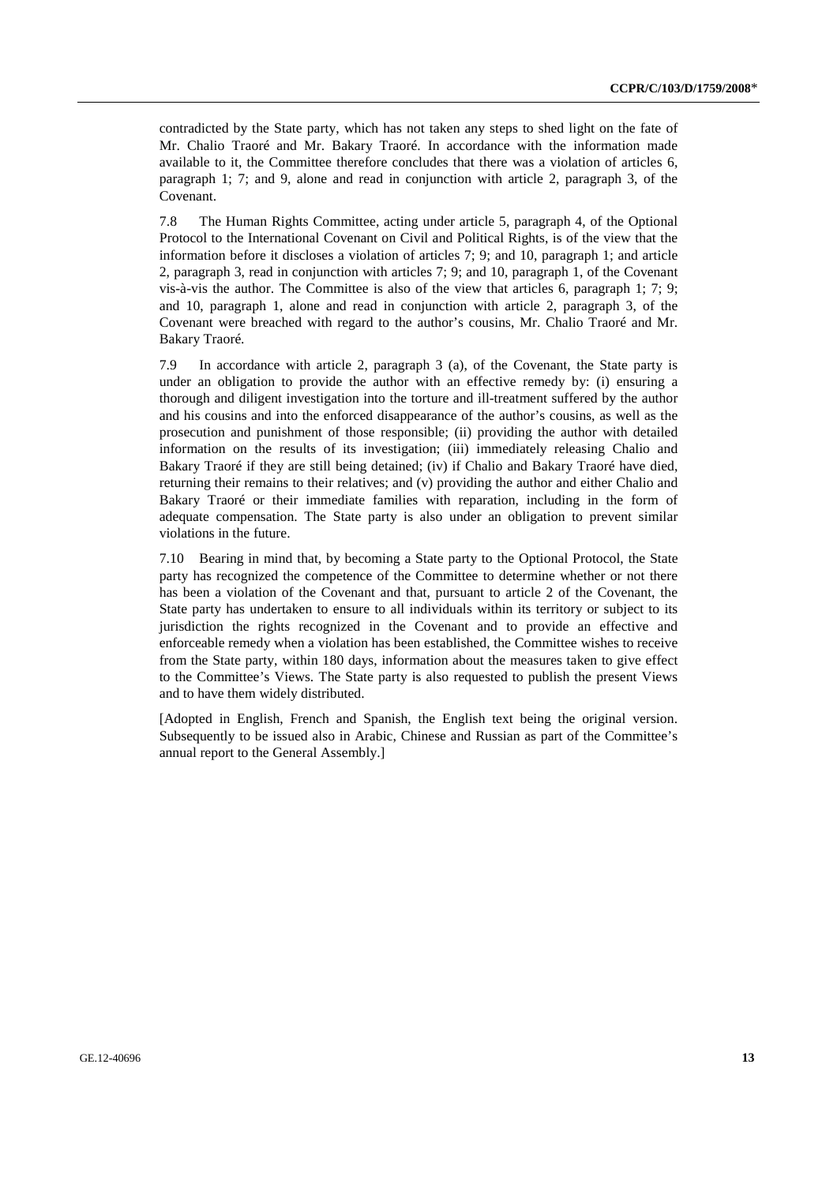contradicted by the State party, which has not taken any steps to shed light on the fate of Mr. Chalio Traoré and Mr. Bakary Traoré. In accordance with the information made available to it, the Committee therefore concludes that there was a violation of articles 6, paragraph 1; 7; and 9, alone and read in conjunction with article 2, paragraph 3, of the Covenant.

7.8 The Human Rights Committee, acting under article 5, paragraph 4, of the Optional Protocol to the International Covenant on Civil and Political Rights, is of the view that the information before it discloses a violation of articles 7; 9; and 10, paragraph 1; and article 2, paragraph 3, read in conjunction with articles 7; 9; and 10, paragraph 1, of the Covenant vis-à-vis the author. The Committee is also of the view that articles 6, paragraph 1; 7; 9; and 10, paragraph 1, alone and read in conjunction with article 2, paragraph 3, of the Covenant were breached with regard to the author's cousins, Mr. Chalio Traoré and Mr. Bakary Traoré.

7.9 In accordance with article 2, paragraph 3 (a), of the Covenant, the State party is under an obligation to provide the author with an effective remedy by: (i) ensuring a thorough and diligent investigation into the torture and ill-treatment suffered by the author and his cousins and into the enforced disappearance of the author's cousins, as well as the prosecution and punishment of those responsible; (ii) providing the author with detailed information on the results of its investigation; (iii) immediately releasing Chalio and Bakary Traoré if they are still being detained; (iv) if Chalio and Bakary Traoré have died, returning their remains to their relatives; and (v) providing the author and either Chalio and Bakary Traoré or their immediate families with reparation, including in the form of adequate compensation. The State party is also under an obligation to prevent similar violations in the future.

7.10 Bearing in mind that, by becoming a State party to the Optional Protocol, the State party has recognized the competence of the Committee to determine whether or not there has been a violation of the Covenant and that, pursuant to article 2 of the Covenant, the State party has undertaken to ensure to all individuals within its territory or subject to its jurisdiction the rights recognized in the Covenant and to provide an effective and enforceable remedy when a violation has been established, the Committee wishes to receive from the State party, within 180 days, information about the measures taken to give effect to the Committee's Views. The State party is also requested to publish the present Views and to have them widely distributed.

[Adopted in English, French and Spanish, the English text being the original version. Subsequently to be issued also in Arabic, Chinese and Russian as part of the Committee's annual report to the General Assembly.]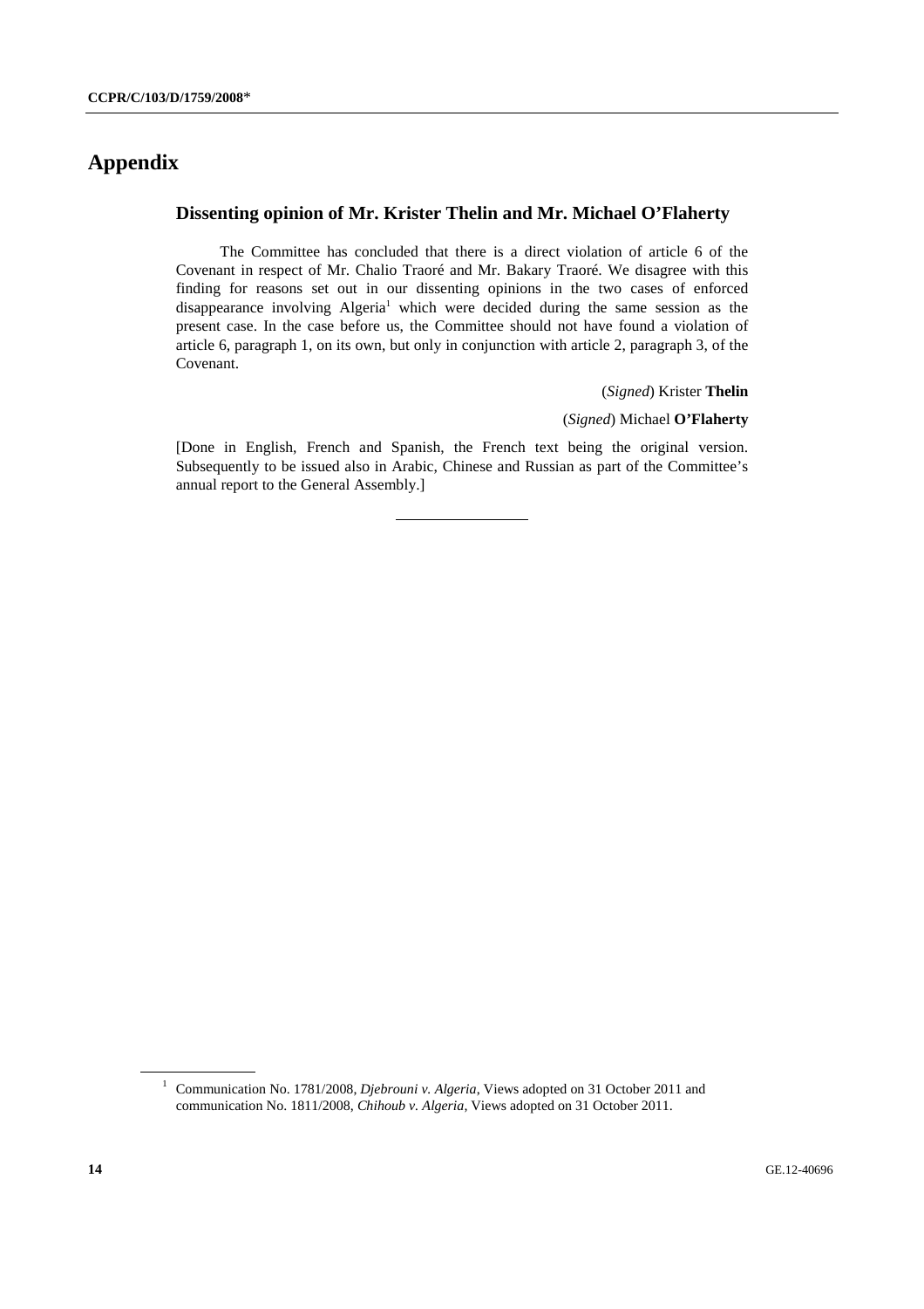# Appendix

## Dissenting opinion of Mr. Krister Thelin and Mr. Michael O'Flaherty

The Committee has concluded that there is a direct violation of article 6 of the Covenant in respect of Mr. Chalio Traoré and Mr. Bakary Traoré. We disagree with this finding for reasons set out in our dissenting opinions in the two cases of enforced disappearance involving Algeria[1] which were decided during the same session as the present case. In the case before us, the Committee should not have found a violation of article 6, paragraph 1, on its own, but only in conjunction with article 2, paragraph 3, of the Covenant.

(*Signed*) Krister **Thelin**

(*Signed*) Michael **O'Flaherty**

[Done in English, French and Spanish, the French text being the original version. Subsequently to be issued also in Arabic, Chinese and Russian as part of the Committee's annual report to the General Assembly.]

---

[1] Communication No. 1781/2008, *Djebrouni v. Algeria*, Views adopted on 31 October 2011 and communication No. 1811/2008, *Chihoub v. Algeria*, Views adopted on 31 October 2011.